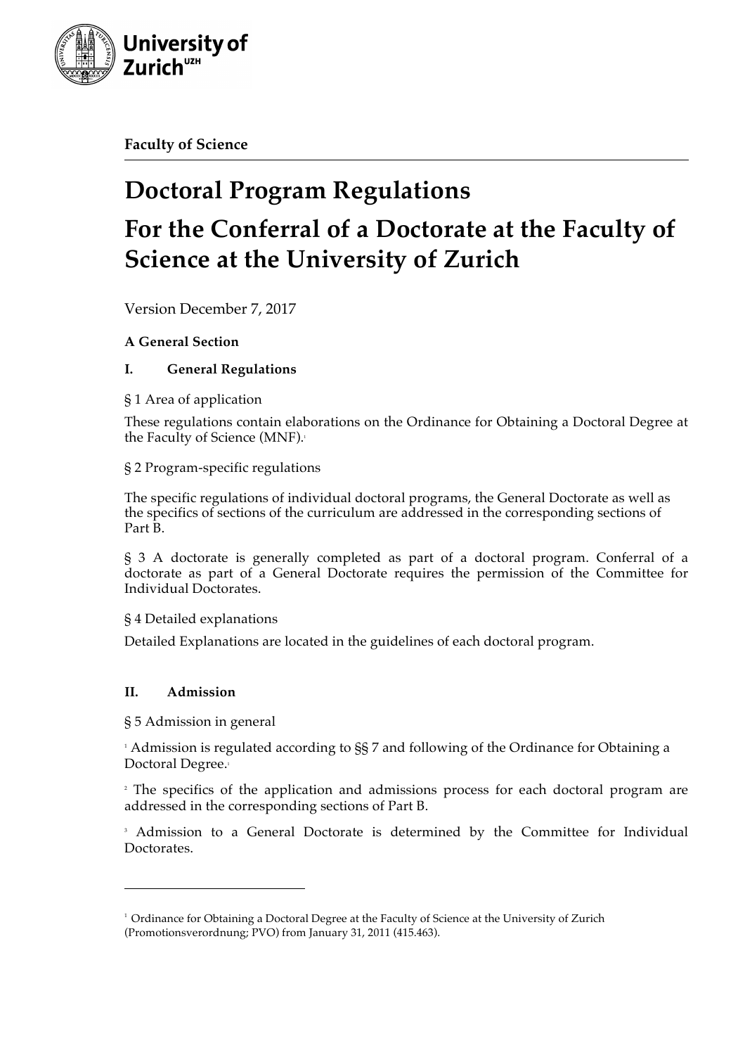**Faculty of Science**

# Doctoral Program Regulations

# For the Conferral of a Doctorate at the Faculty of Science at the University of Zurich

Version December 7, 2017

**A General Section**

## I. General Regulations

§ 1 Area of application

These regulations contain elaborations on the Ordinance for Obtaining a Doctoral Degree at the Faculty of Science (MNF).[1]

§ 2 Program-specific regulations

The specific regulations of individual doctoral programs, the General Doctorate as well as the specifics of sections of the curriculum are addressed in the corresponding sections of Part B.

§ 3 A doctorate is generally completed as part of a doctoral program. Conferral of a doctorate as part of a General Doctorate requires the permission of the Committee for Individual Doctorates.

§ 4 Detailed explanations

Detailed Explanations are located in the guidelines of each doctoral program.

## II. Admission

§ 5 Admission in general

[1] Admission is regulated according to §§ 7 and following of the Ordinance for Obtaining a Doctoral Degree.[1]

[2] The specifics of the application and admissions process for each doctoral program are addressed in the corresponding sections of Part B.

[3] Admission to a General Doctorate is determined by the Committee for Individual Doctorates.

---

[1] Ordinance for Obtaining a Doctoral Degree at the Faculty of Science at the University of Zurich (Promotionsverordnung; PVO) from January 31, 2011 (415.463).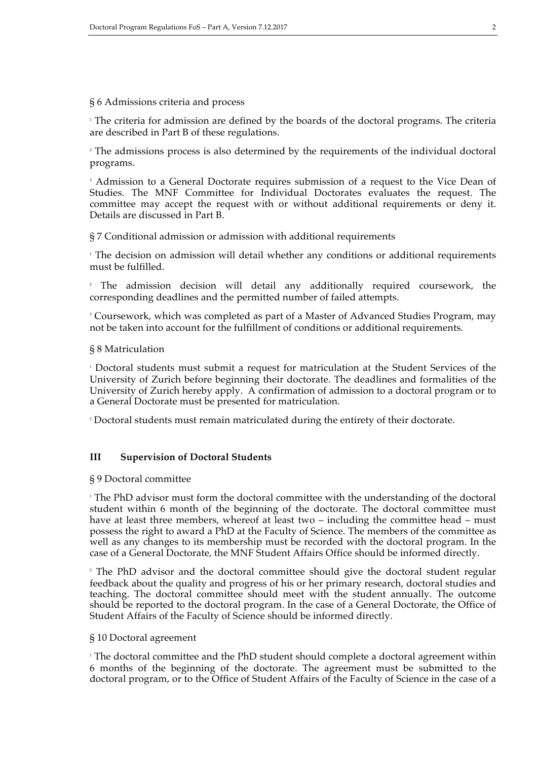§ 6 Admissions criteria and process

[1] The criteria for admission are defined by the boards of the doctoral programs. The criteria are described in Part B of these regulations.

[2] The admissions process is also determined by the requirements of the individual doctoral programs.

[3] Admission to a General Doctorate requires submission of a request to the Vice Dean of Studies. The MNF Committee for Individual Doctorates evaluates the request. The committee may accept the request with or without additional requirements or deny it. Details are discussed in Part B.

§ 7 Conditional admission or admission with additional requirements

[1] The decision on admission will detail whether any conditions or additional requirements must be fulfilled.

[2] The admission decision will detail any additionally required coursework, the corresponding deadlines and the permitted number of failed attempts.

[3] Coursework, which was completed as part of a Master of Advanced Studies Program, may not be taken into account for the fulfillment of conditions or additional requirements.

§ 8 Matriculation

[1] Doctoral students must submit a request for matriculation at the Student Services of the University of Zurich before beginning their doctorate. The deadlines and formalities of the University of Zurich hereby apply. A confirmation of admission to a doctoral program or to a General Doctorate must be presented for matriculation.

[2] Doctoral students must remain matriculated during the entirety of their doctorate.

## III Supervision of Doctoral Students

§ 9 Doctoral committee

[1] The PhD advisor must form the doctoral committee with the understanding of the doctoral student within 6 month of the beginning of the doctorate. The doctoral committee must have at least three members, whereof at least two – including the committee head – must possess the right to award a PhD at the Faculty of Science. The members of the committee as well as any changes to its membership must be recorded with the doctoral program. In the case of a General Doctorate, the MNF Student Affairs Office should be informed directly.

[2] The PhD advisor and the doctoral committee should give the doctoral student regular feedback about the quality and progress of his or her primary research, doctoral studies and teaching. The doctoral committee should meet with the student annually. The outcome should be reported to the doctoral program. In the case of a General Doctorate, the Office of Student Affairs of the Faculty of Science should be informed directly.

§ 10 Doctoral agreement

[1] The doctoral committee and the PhD student should complete a doctoral agreement within 6 months of the beginning of the doctorate. The agreement must be submitted to the doctoral program, or to the Office of Student Affairs of the Faculty of Science in the case of a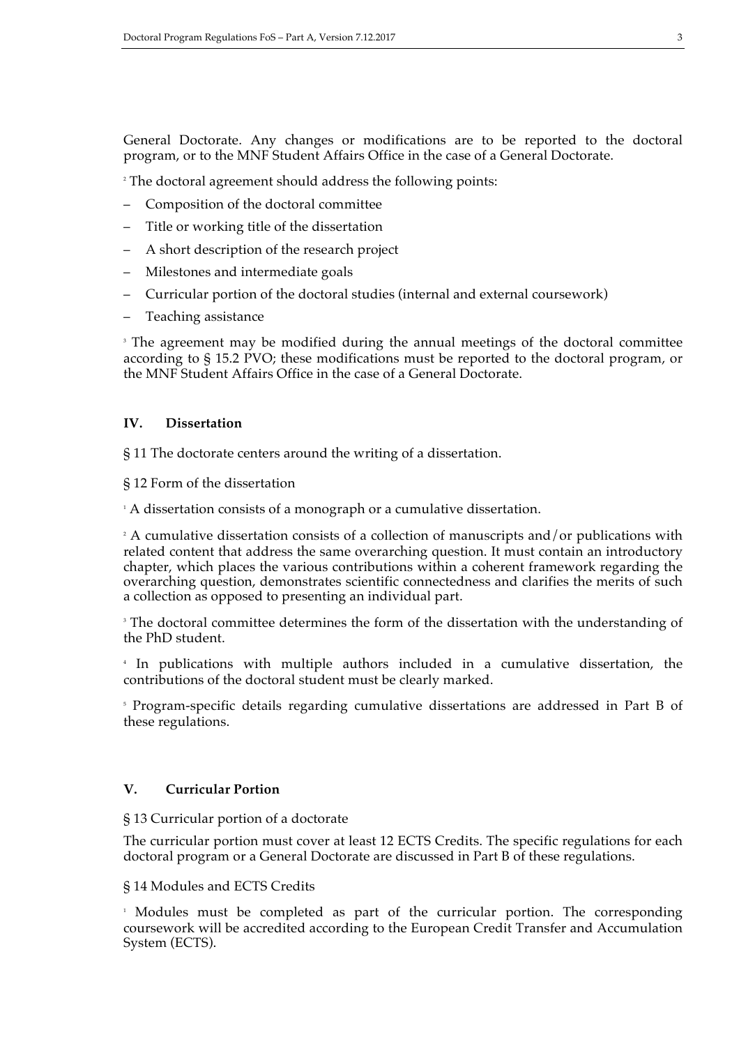General Doctorate. Any changes or modifications are to be reported to the doctoral program, or to the MNF Student Affairs Office in the case of a General Doctorate.

[2] The doctoral agreement should address the following points:

- Composition of the doctoral committee
- Title or working title of the dissertation
- A short description of the research project
- Milestones and intermediate goals
- Curricular portion of the doctoral studies (internal and external coursework)
- Teaching assistance

[3] The agreement may be modified during the annual meetings of the doctoral committee according to § 15.2 PVO; these modifications must be reported to the doctoral program, or the MNF Student Affairs Office in the case of a General Doctorate.

## IV. Dissertation

§ 11 The doctorate centers around the writing of a dissertation.

§ 12 Form of the dissertation

[1] A dissertation consists of a monograph or a cumulative dissertation.

[2] A cumulative dissertation consists of a collection of manuscripts and/or publications with related content that address the same overarching question. It must contain an introductory chapter, which places the various contributions within a coherent framework regarding the overarching question, demonstrates scientific connectedness and clarifies the merits of such a collection as opposed to presenting an individual part.

[3] The doctoral committee determines the form of the dissertation with the understanding of the PhD student.

[4] In publications with multiple authors included in a cumulative dissertation, the contributions of the doctoral student must be clearly marked.

[5] Program-specific details regarding cumulative dissertations are addressed in Part B of these regulations.

## V. Curricular Portion

§ 13 Curricular portion of a doctorate

The curricular portion must cover at least 12 ECTS Credits. The specific regulations for each doctoral program or a General Doctorate are discussed in Part B of these regulations.

§ 14 Modules and ECTS Credits

[1] Modules must be completed as part of the curricular portion. The corresponding coursework will be accredited according to the European Credit Transfer and Accumulation System (ECTS).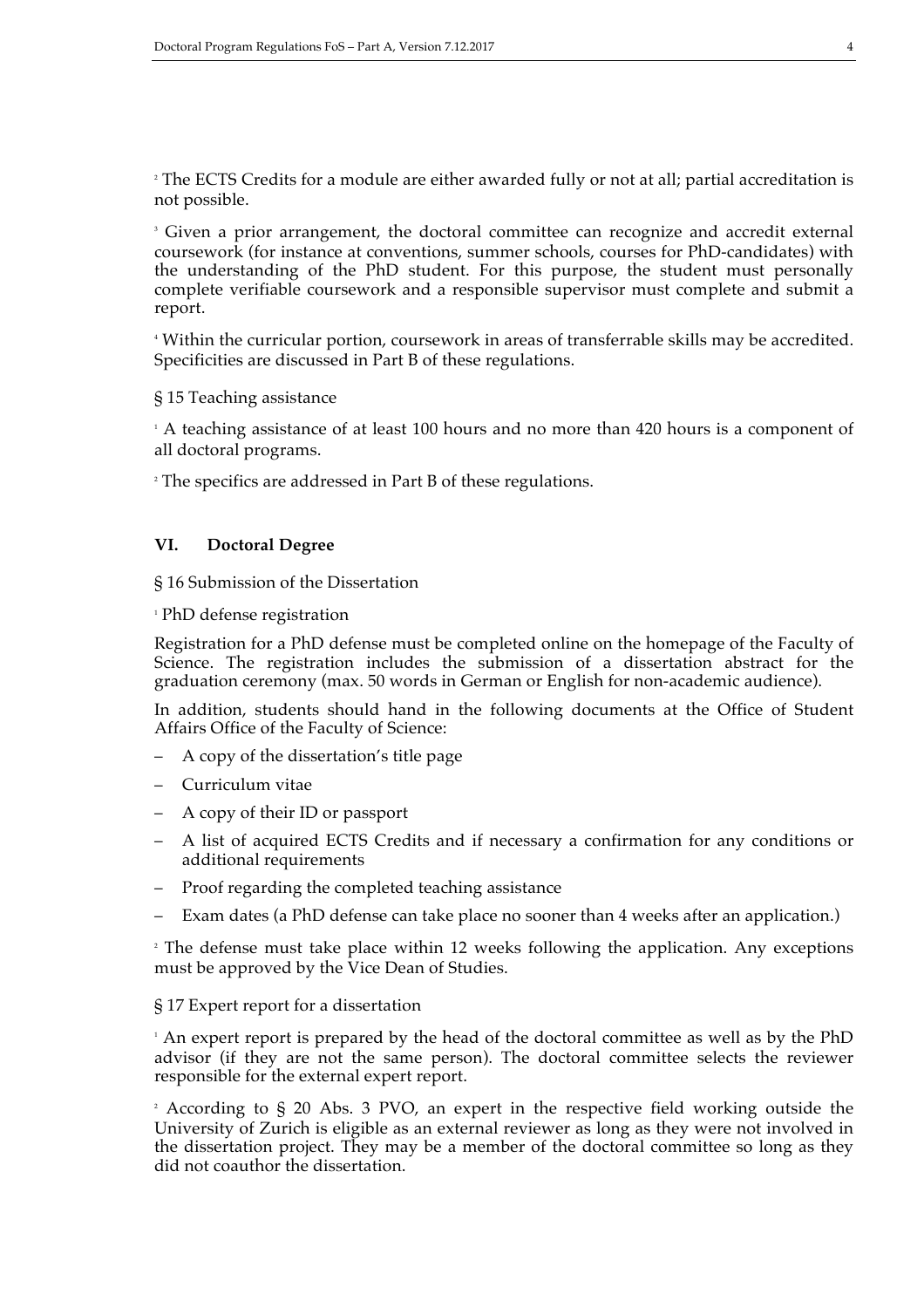[2] The ECTS Credits for a module are either awarded fully or not at all; partial accreditation is not possible.

[3] Given a prior arrangement, the doctoral committee can recognize and accredit external coursework (for instance at conventions, summer schools, courses for PhD-candidates) with the understanding of the PhD student. For this purpose, the student must personally complete verifiable coursework and a responsible supervisor must complete and submit a report.

[4] Within the curricular portion, coursework in areas of transferrable skills may be accredited. Specificities are discussed in Part B of these regulations.

§ 15 Teaching assistance

[1] A teaching assistance of at least 100 hours and no more than 420 hours is a component of all doctoral programs.

[2] The specifics are addressed in Part B of these regulations.

## VI. Doctoral Degree

§ 16 Submission of the Dissertation

[1] PhD defense registration

Registration for a PhD defense must be completed online on the homepage of the Faculty of Science. The registration includes the submission of a dissertation abstract for the graduation ceremony (max. 50 words in German or English for non-academic audience).

In addition, students should hand in the following documents at the Office of Student Affairs Office of the Faculty of Science:

– A copy of the dissertation's title page
– Curriculum vitae
– A copy of their ID or passport
– A list of acquired ECTS Credits and if necessary a confirmation for any conditions or additional requirements
– Proof regarding the completed teaching assistance
– Exam dates (a PhD defense can take place no sooner than 4 weeks after an application.)

[2] The defense must take place within 12 weeks following the application. Any exceptions must be approved by the Vice Dean of Studies.

§ 17 Expert report for a dissertation

[1] An expert report is prepared by the head of the doctoral committee as well as by the PhD advisor (if they are not the same person). The doctoral committee selects the reviewer responsible for the external expert report.

[2] According to § 20 Abs. 3 PVO, an expert in the respective field working outside the University of Zurich is eligible as an external reviewer as long as they were not involved in the dissertation project. They may be a member of the doctoral committee so long as they did not coauthor the dissertation.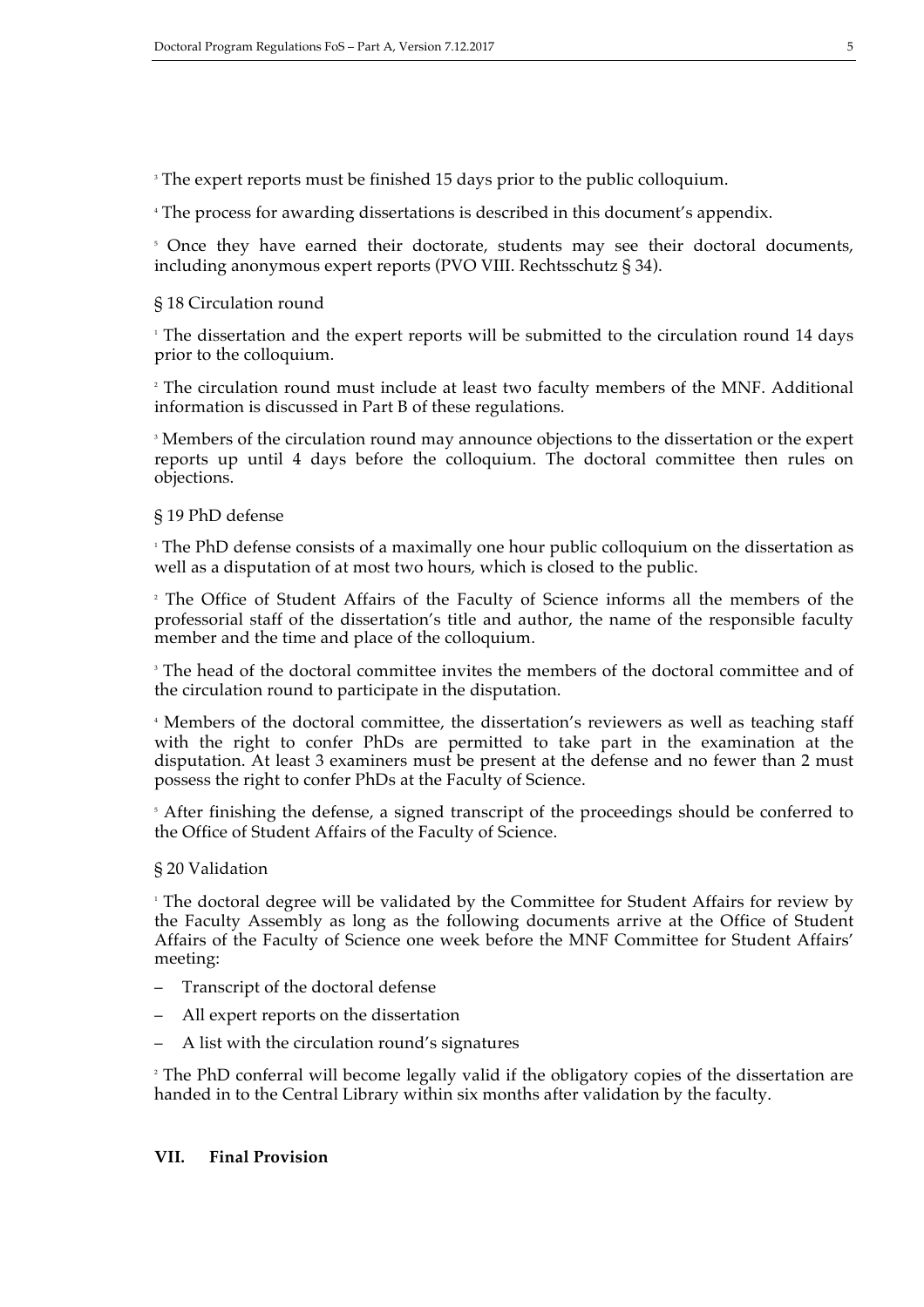[3] The expert reports must be finished 15 days prior to the public colloquium.

[4] The process for awarding dissertations is described in this document's appendix.

[5] Once they have earned their doctorate, students may see their doctoral documents, including anonymous expert reports (PVO VIII. Rechtsschutz § 34).

§ 18 Circulation round

[1] The dissertation and the expert reports will be submitted to the circulation round 14 days prior to the colloquium.

[2] The circulation round must include at least two faculty members of the MNF. Additional information is discussed in Part B of these regulations.

[3] Members of the circulation round may announce objections to the dissertation or the expert reports up until 4 days before the colloquium. The doctoral committee then rules on objections.

§ 19 PhD defense

[1] The PhD defense consists of a maximally one hour public colloquium on the dissertation as well as a disputation of at most two hours, which is closed to the public.

[2] The Office of Student Affairs of the Faculty of Science informs all the members of the professorial staff of the dissertation's title and author, the name of the responsible faculty member and the time and place of the colloquium.

[3] The head of the doctoral committee invites the members of the doctoral committee and of the circulation round to participate in the disputation.

[4] Members of the doctoral committee, the dissertation's reviewers as well as teaching staff with the right to confer PhDs are permitted to take part in the examination at the disputation. At least 3 examiners must be present at the defense and no fewer than 2 must possess the right to confer PhDs at the Faculty of Science.

[5] After finishing the defense, a signed transcript of the proceedings should be conferred to the Office of Student Affairs of the Faculty of Science.

§ 20 Validation

[1] The doctoral degree will be validated by the Committee for Student Affairs for review by the Faculty Assembly as long as the following documents arrive at the Office of Student Affairs of the Faculty of Science one week before the MNF Committee for Student Affairs' meeting:

- Transcript of the doctoral defense
- All expert reports on the dissertation
- A list with the circulation round's signatures

[2] The PhD conferral will become legally valid if the obligatory copies of the dissertation are handed in to the Central Library within six months after validation by the faculty.

## VII. Final Provision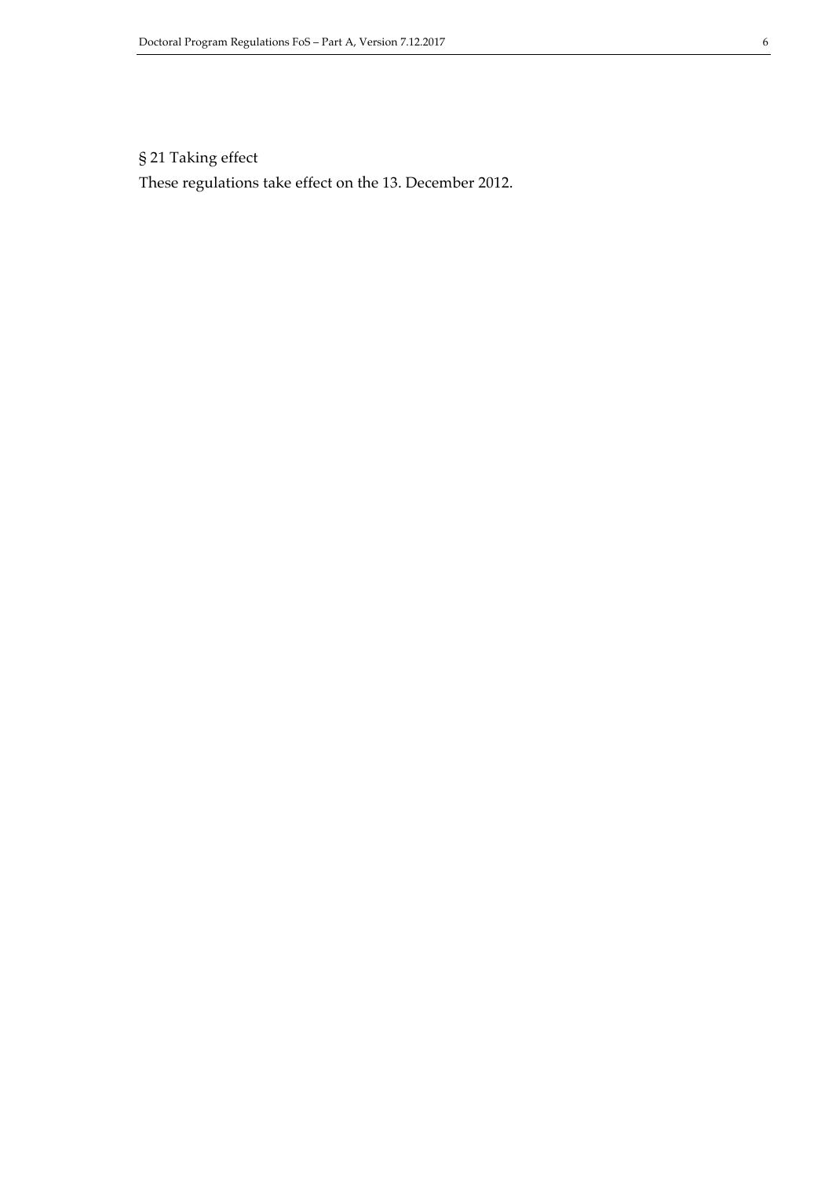§ 21 Taking effect

These regulations take effect on the 13. December 2012.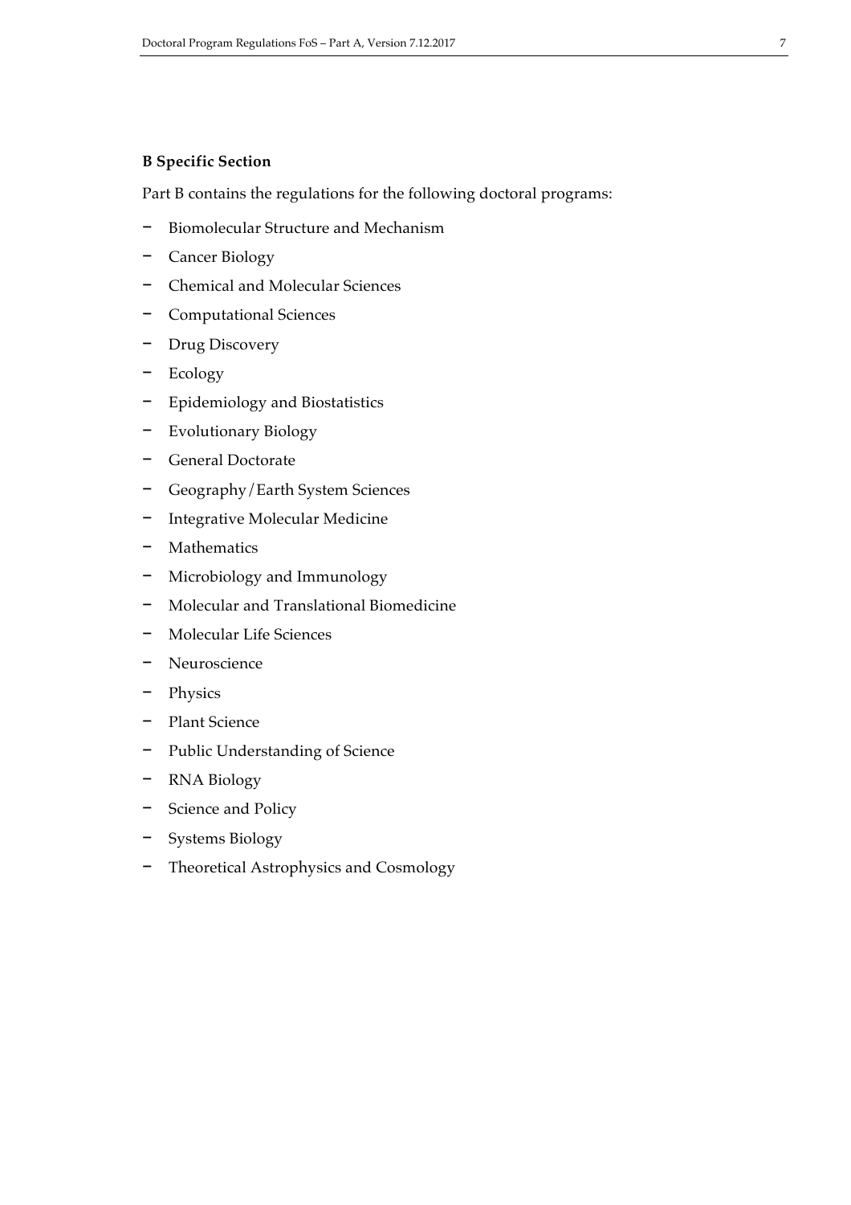## B Specific Section

Part B contains the regulations for the following doctoral programs:

- Biomolecular Structure and Mechanism
- Cancer Biology
- Chemical and Molecular Sciences
- Computational Sciences
- Drug Discovery
- Ecology
- Epidemiology and Biostatistics
- Evolutionary Biology
- General Doctorate
- Geography/Earth System Sciences
- Integrative Molecular Medicine
- Mathematics
- Microbiology and Immunology
- Molecular and Translational Biomedicine
- Molecular Life Sciences
- Neuroscience
- Physics
- Plant Science
- Public Understanding of Science
- RNA Biology
- Science and Policy
- Systems Biology
- Theoretical Astrophysics and Cosmology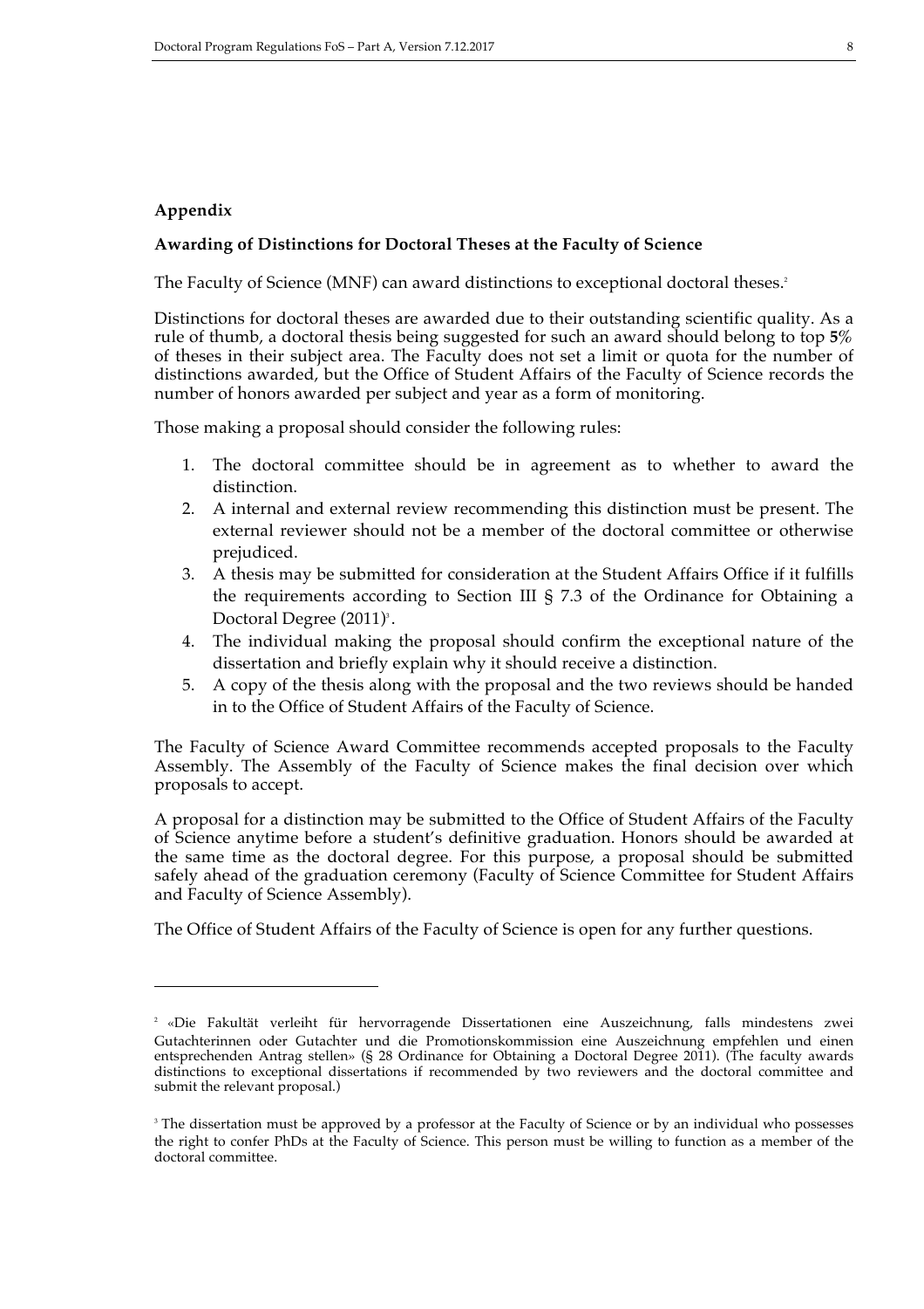## Appendix

### Awarding of Distinctions for Doctoral Theses at the Faculty of Science

The Faculty of Science (MNF) can award distinctions to exceptional doctoral theses.[2]

Distinctions for doctoral theses are awarded due to their outstanding scientific quality. As a rule of thumb, a doctoral thesis being suggested for such an award should belong to top **5%** of theses in their subject area. The Faculty does not set a limit or quota for the number of distinctions awarded, but the Office of Student Affairs of the Faculty of Science records the number of honors awarded per subject and year as a form of monitoring.

Those making a proposal should consider the following rules:

1. The doctoral committee should be in agreement as to whether to award the distinction.
2. A internal and external review recommending this distinction must be present. The external reviewer should not be a member of the doctoral committee or otherwise prejudiced.
3. A thesis may be submitted for consideration at the Student Affairs Office if it fulfills the requirements according to Section III § 7.3 of the Ordinance for Obtaining a Doctoral Degree (2011)[3].
4. The individual making the proposal should confirm the exceptional nature of the dissertation and briefly explain why it should receive a distinction.
5. A copy of the thesis along with the proposal and the two reviews should be handed in to the Office of Student Affairs of the Faculty of Science.

The Faculty of Science Award Committee recommends accepted proposals to the Faculty Assembly. The Assembly of the Faculty of Science makes the final decision over which proposals to accept.

A proposal for a distinction may be submitted to the Office of Student Affairs of the Faculty of Science anytime before a student's definitive graduation. Honors should be awarded at the same time as the doctoral degree. For this purpose, a proposal should be submitted safely ahead of the graduation ceremony (Faculty of Science Committee for Student Affairs and Faculty of Science Assembly).

The Office of Student Affairs of the Faculty of Science is open for any further questions.

---

[2] «Die Fakultät verleiht für hervorragende Dissertationen eine Auszeichnung, falls mindestens zwei Gutachterinnen oder Gutachter und die Promotionskommission eine Auszeichnung empfehlen und einen entsprechenden Antrag stellen» (§ 28 Ordinance for Obtaining a Doctoral Degree 2011). (The faculty awards distinctions to exceptional dissertations if recommended by two reviewers and the doctoral committee and submit the relevant proposal.)

[3] The dissertation must be approved by a professor at the Faculty of Science or by an individual who possesses the right to confer PhDs at the Faculty of Science. This person must be willing to function as a member of the doctoral committee.